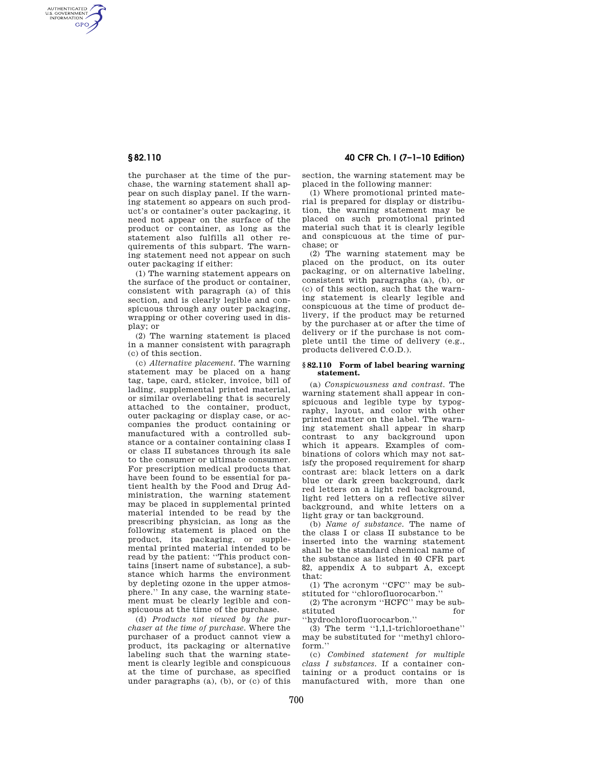the purchaser at the time of the purchase, the warning statement shall appear on such display panel. If the warning statement so appears on such product's or container's outer packaging, it need not appear on the surface of the product or container, as long as the statement also fulfills all other requirements of this subpart. The warning statement need not appear on such outer packaging if either:

(1) The warning statement appears on the surface of the product or container, consistent with paragraph (a) of this section, and is clearly legible and conspicuous through any outer packaging, wrapping or other covering used in display; or

(2) The warning statement is placed in a manner consistent with paragraph (c) of this section.

(c) *Alternative placement.* The warning statement may be placed on a hang tag, tape, card, sticker, invoice, bill of lading, supplemental printed material, or similar overlabeling that is securely attached to the container, product, outer packaging or display case, or accompanies the product containing or manufactured with a controlled substance or a container containing class I or class II substances through its sale to the consumer or ultimate consumer. For prescription medical products that have been found to be essential for patient health by the Food and Drug Administration, the warning statement may be placed in supplemental printed material intended to be read by the prescribing physician, as long as the following statement is placed on the product, its packaging, or supplemental printed material intended to be read by the patient: "This product contains [insert name of substance], a substance which harms the environment by depleting ozone in the upper atmosphere." In any case, the warning statement must be clearly legible and conspicuous at the time of the purchase.

(d) *Products not viewed by the purchaser at the time of purchase.* Where the purchaser of a product cannot view a product, its packaging or alternative labeling such that the warning statement is clearly legible and conspicuous at the time of purchase, as specified under paragraphs (a), (b), or (c) of this section, the warning statement may be placed in the following manner:

(1) Where promotional printed material is prepared for display or distribution, the warning statement may be placed on such promotional printed material such that it is clearly legible and conspicuous at the time of purchase; or

(2) The warning statement may be placed on the product, on its outer packaging, or on alternative labeling, consistent with paragraphs (a), (b), or (c) of this section, such that the warning statement is clearly legible and conspicuous at the time of product delivery, if the product may be returned by the purchaser at or after the time of delivery or if the purchase is not complete until the time of delivery (e.g., products delivered C.O.D.).

### § 82.110 Form of label bearing warning statement.

(a) *Conspicuousness and contrast.* The warning statement shall appear in conspicuous and legible type by typography, layout, and color with other printed matter on the label. The warning statement shall appear in sharp contrast to any background upon which it appears. Examples of combinations of colors which may not satisfy the proposed requirement for sharp contrast are: black letters on a dark blue or dark green background, dark red letters on a light red background, light red letters on a reflective silver background, and white letters on a light gray or tan background.

(b) *Name of substance.* The name of the class I or class II substance to be inserted into the warning statement shall be the standard chemical name of the substance as listed in 40 CFR part 82, appendix A to subpart A, except that:

(1) The acronym "CFC" may be substituted for "chlorofluorocarbon."

(2) The acronym "HCFC" may be substituted for "hydrochlorofluorocarbon."

(3) The term "1,1,1-trichloroethane" may be substituted for "methyl chloroform."

(c) *Combined statement for multiple class I substances.* If a container containing or a product contains or is manufactured with, more than one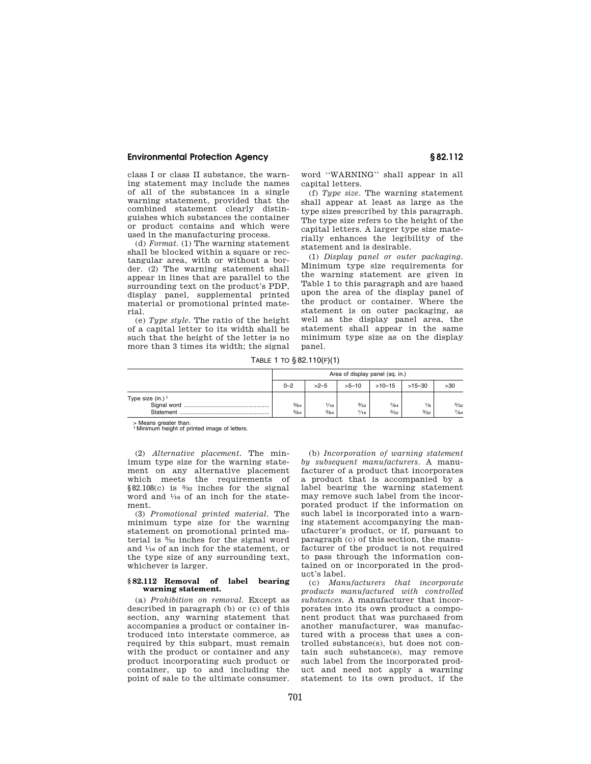class I or class II substance, the warning statement may include the names of all of the substances in a single warning statement, provided that the combined statement clearly distinguishes which substances the container or product contains and which were used in the manufacturing process.

(d) *Format.* (1) The warning statement shall be blocked within a square or rectangular area, with or without a border. (2) The warning statement shall appear in lines that are parallel to the surrounding text on the product's PDP, display panel, supplemental printed material or promotional printed material.

(e) *Type style.* The ratio of the height of a capital letter to its width shall be such that the height of the letter is no more than 3 times its width; the signal word ''WARNING'' shall appear in all capital letters.

(f) *Type size.* The warning statement shall appear at least as large as the type sizes prescribed by this paragraph. The type size refers to the height of the capital letters. A larger type size materially enhances the legibility of the statement and is desirable.

(1) *Display panel or outer packaging.* Minimum type size requirements for the warning statement are given in Table 1 to this paragraph and are based upon the area of the display panel of the product or container. Where the statement is on outer packaging, as well as the display panel area, the statement shall appear in the same minimum type size as on the display panel.

TABLE 1 TO § 82.110(F)(1)

| | Area of display panel (sq. in.) | | | | | |
|---|---|---|---|---|---|---|
| | 0–2 | >2–5 | >5–10 | >10–15 | >15–30 | >30 |
| Type size (in.) [1] | | | | | | |
| Signal word | 3/64 | 1/16 | 3/32 | 7/64 | 1/8 | 5/32 |
| Statement | 3/64 | 3/64 | 1/16 | 3/32 | 3/32 | 7/64 |

> Means greater than.
[1] Minimum height of printed image of letters.

(2) *Alternative placement.* The minimum type size for the warning statement on any alternative placement which meets the requirements of § 82.108(c) is 3/32 inches for the signal word and 1/16 of an inch for the statement.

(3) *Promotional printed material.* The minimum type size for the warning statement on promotional printed material is 3/32 inches for the signal word and 1/16 of an inch for the statement, or the type size of any surrounding text, whichever is larger.

### § 82.112 Removal of label bearing warning statement.

(a) *Prohibition on removal.* Except as described in paragraph (b) or (c) of this section, any warning statement that accompanies a product or container introduced into interstate commerce, as required by this subpart, must remain with the product or container and any product incorporating such product or container, up to and including the point of sale to the ultimate consumer.

(b) *Incorporation of warning statement by subsequent manufacturers.* A manufacturer of a product that incorporates a product that is accompanied by a label bearing the warning statement may remove such label from the incorporated product if the information on such label is incorporated into a warning statement accompanying the manufacturer's product, or if, pursuant to paragraph (c) of this section, the manufacturer of the product is not required to pass through the information contained on or incorporated in the product's label.

(c) *Manufacturers that incorporate products manufactured with controlled substances.* A manufacturer that incorporates into its own product a component product that was purchased from another manufacturer, was manufactured with a process that uses a controlled substance(s), but does not contain such substance(s), may remove such label from the incorporated product and need not apply a warning statement to its own product, if the